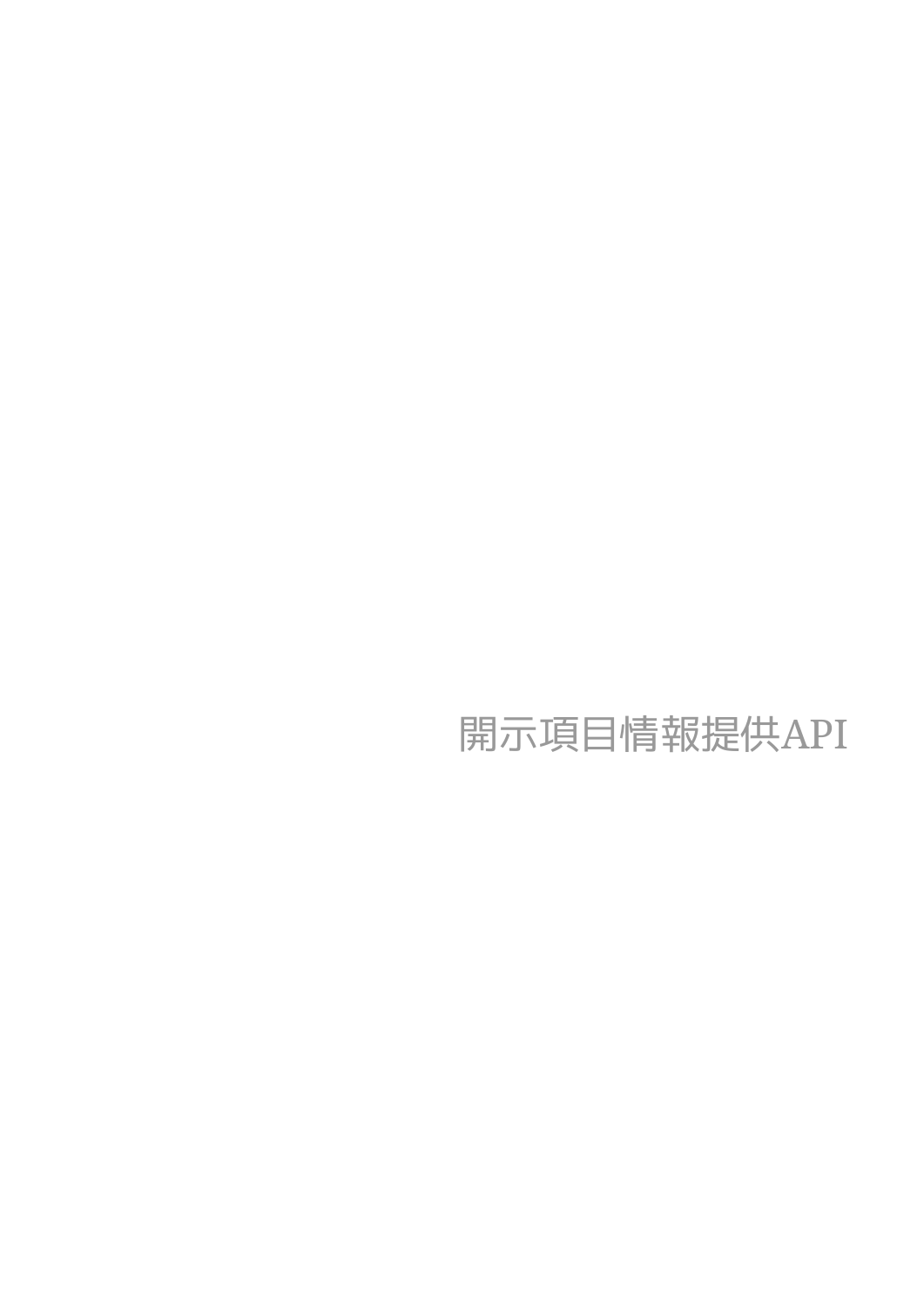# 開示項目情報提供API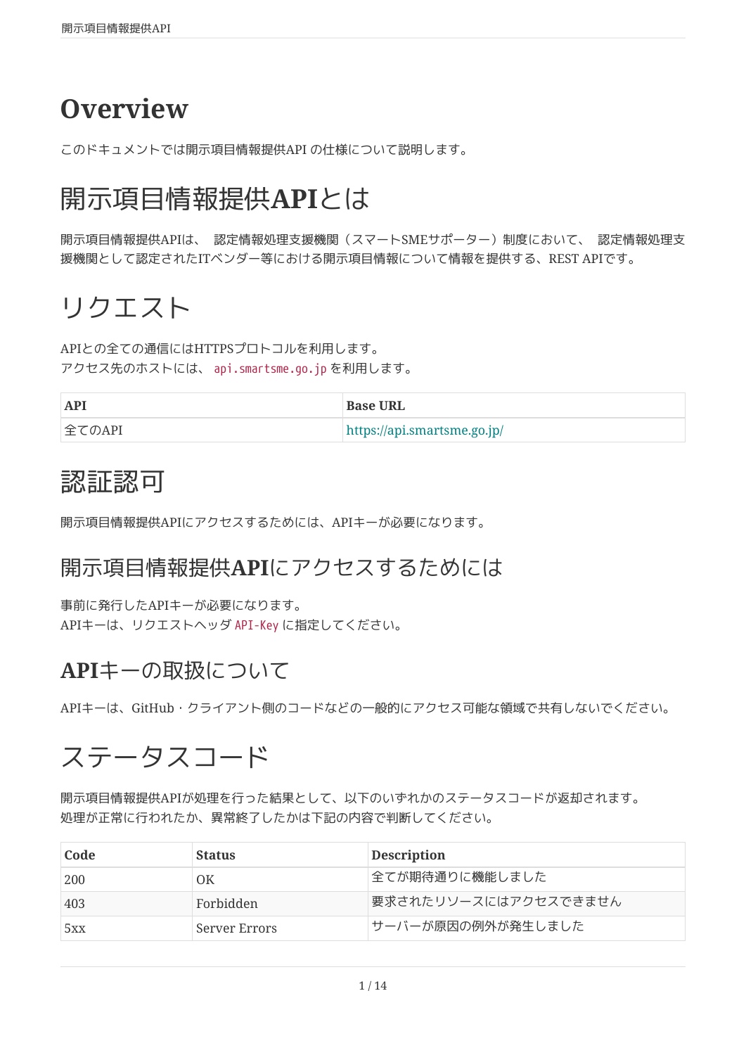# Overview

このドキュメントでは開示項目情報提供API の仕様について説明します。

# 開示項目情報提供APIとは

開示項目情報提供APIは、 認定情報処理支援機関（スマートSMEサポーター）制度において、 認定情報処理支援機関として認定されたITベンダー等における開示項目情報について情報を提供する、REST APIです。

# リクエスト

APIとの全ての通信にはHTTPSプロトコルを利用します。
アクセス先のホストには、 `api.smartsme.go.jp` を利用します。

| API | Base URL |
| --- | --- |
| 全てのAPI | https://api.smartsme.go.jp/ |

# 認証認可

開示項目情報提供APIにアクセスするためには、APIキーが必要になります。

## 開示項目情報提供APIにアクセスするためには

事前に発行したAPIキーが必要になります。
APIキーは、リクエストヘッダ `API-Key` に指定してください。

## APIキーの取扱について

APIキーは、GitHub・クライアント側のコードなどの一般的にアクセス可能な領域で共有しないでください。

# ステータスコード

開示項目情報提供APIが処理を行った結果として、以下のいずれかのステータスコードが返却されます。
処理が正常に行われたか、異常終了したかは下記の内容で判断してください。

| Code | Status | Description |
| --- | --- | --- |
| 200 | OK | 全てが期待通りに機能しました |
| 403 | Forbidden | 要求されたリソースにはアクセスできません |
| 5xx | Server Errors | サーバーが原因の例外が発生しました |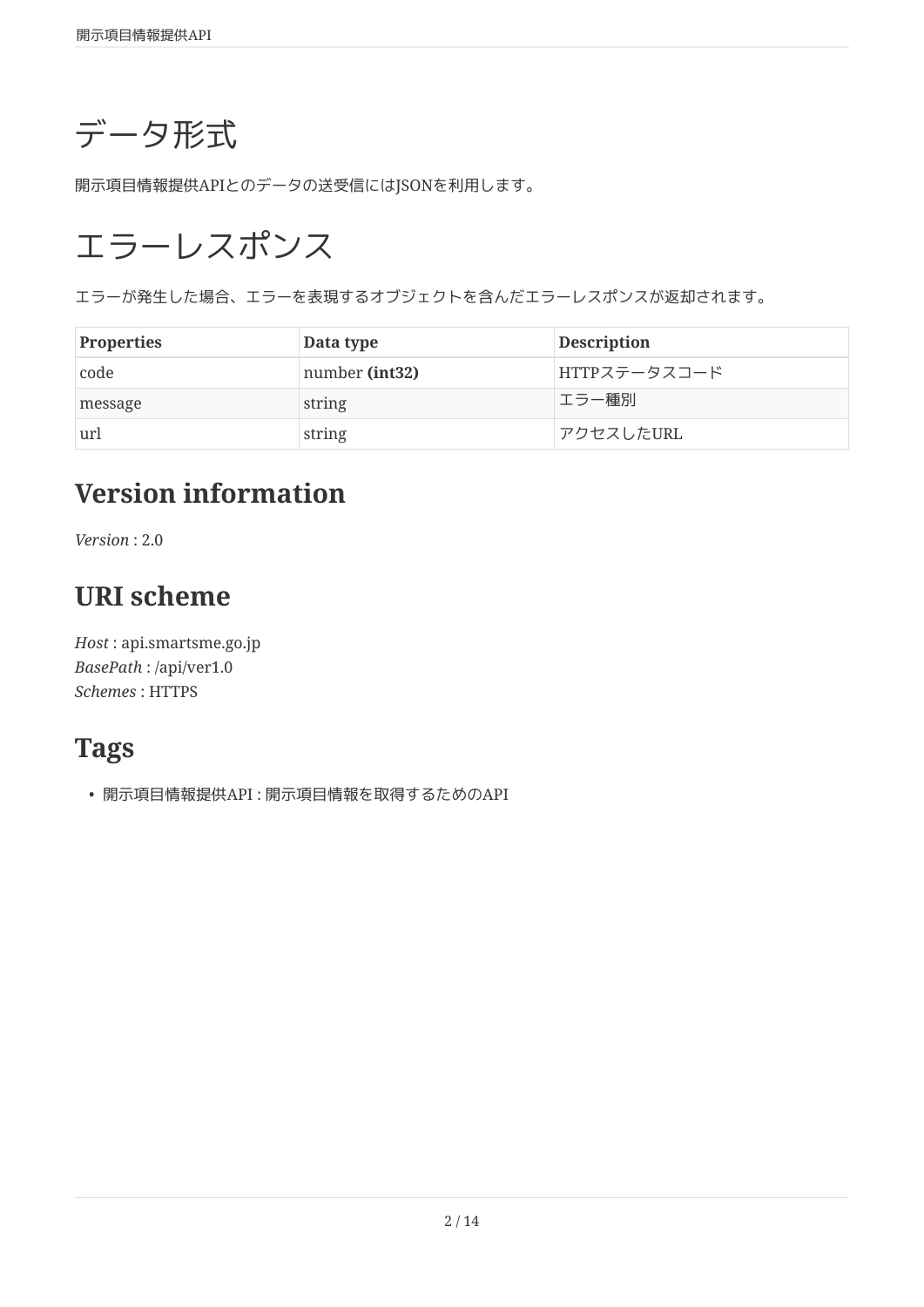# データ形式

開示項目情報提供APIとのデータの送受信にはJSONを利用します。

# エラーレスポンス

エラーが発生した場合、エラーを表現するオブジェクトを含んだエラーレスポンスが返却されます。

| Properties | Data type | Description |
| --- | --- | --- |
| code | number **(int32)** | HTTPステータスコード |
| message | string | エラー種別 |
| url | string | アクセスしたURL |

## Version information

*Version* : 2.0

## URI scheme

*Host* : api.smartsme.go.jp
*BasePath* : /api/ver1.0
*Schemes* : HTTPS

## Tags

- 開示項目情報提供API : 開示項目情報を取得するためのAPI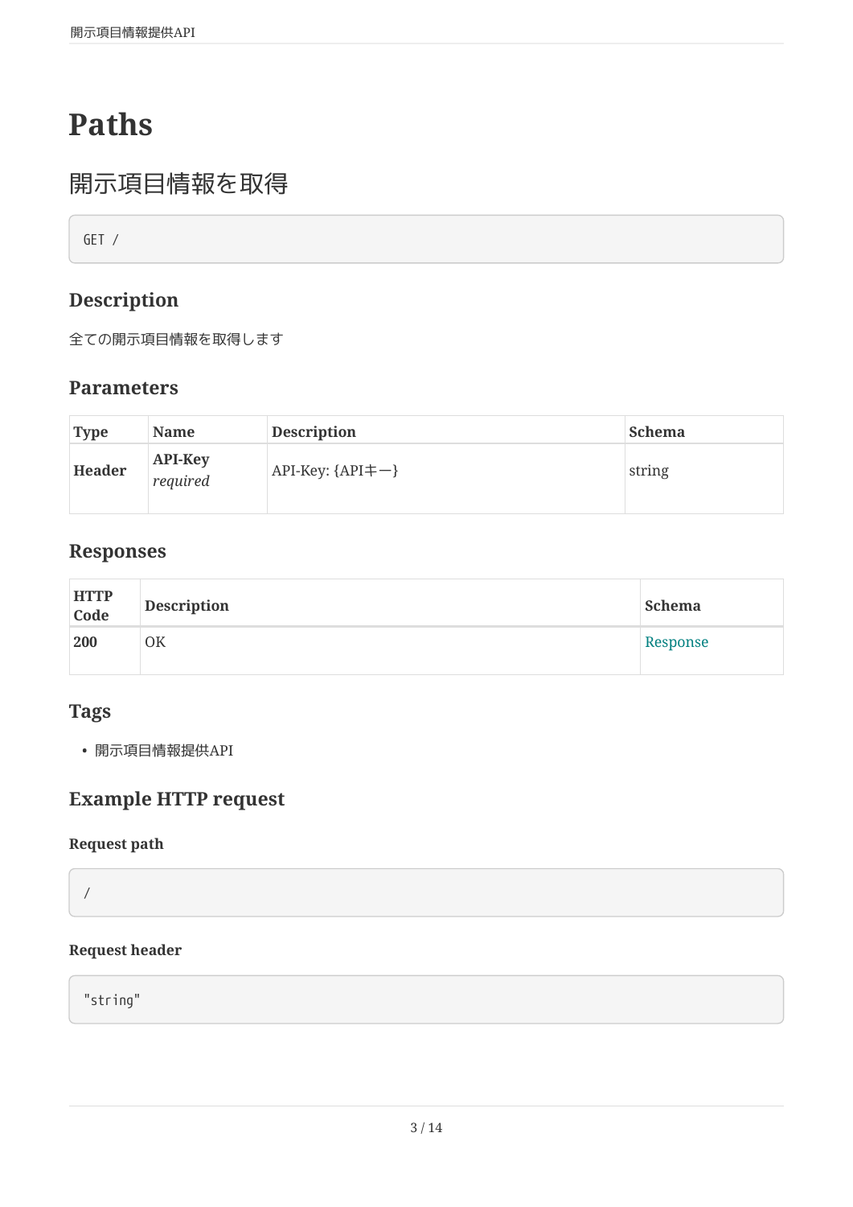# Paths

## 開示項目情報を取得

```
GET /
```

### Description

全ての開示項目情報を取得します

### Parameters

| Type | Name | Description | Schema |
| --- | --- | --- | --- |
| **Header** | **API-Key** *required* | API-Key: {APIキー} | string |

### Responses

| HTTP Code | Description | Schema |
| --- | --- | --- |
| **200** | OK | Response |

### Tags

- 開示項目情報提供API

### Example HTTP request

#### Request path

```
/
```

#### Request header

```
"string"
```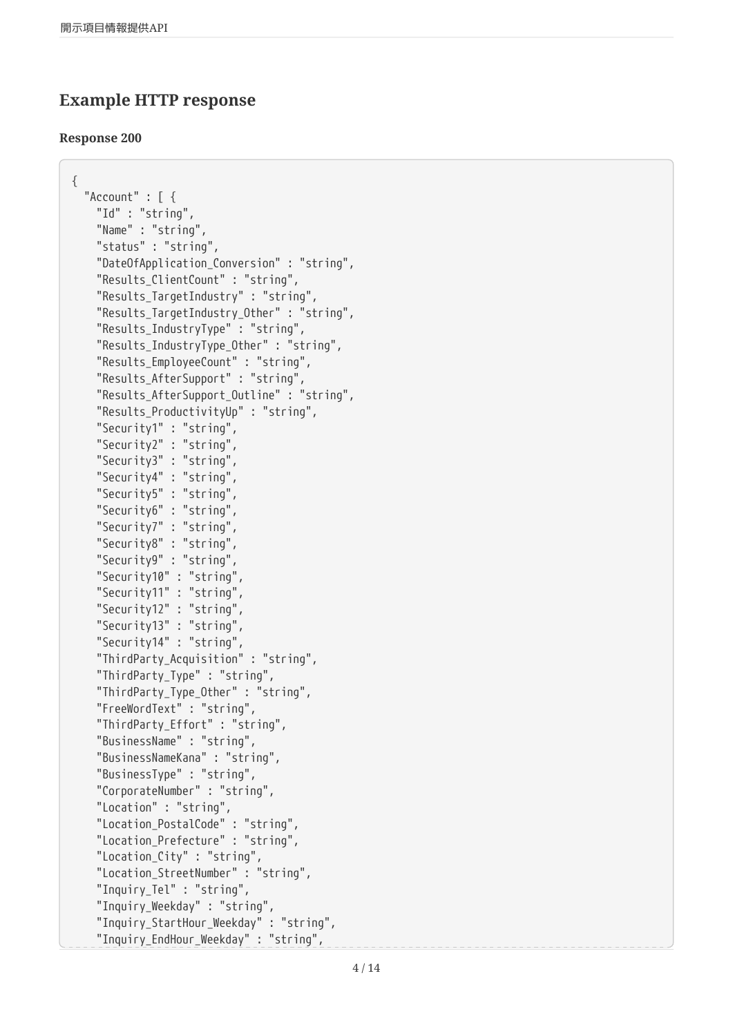## Example HTTP response

### Response 200

```
{
  "Account" : [ {
    "Id" : "string",
    "Name" : "string",
    "status" : "string",
    "DateOfApplication_Conversion" : "string",
    "Results_ClientCount" : "string",
    "Results_TargetIndustry" : "string",
    "Results_TargetIndustry_Other" : "string",
    "Results_IndustryType" : "string",
    "Results_IndustryType_Other" : "string",
    "Results_EmployeeCount" : "string",
    "Results_AfterSupport" : "string",
    "Results_AfterSupport_Outline" : "string",
    "Results_ProductivityUp" : "string",
    "Security1" : "string",
    "Security2" : "string",
    "Security3" : "string",
    "Security4" : "string",
    "Security5" : "string",
    "Security6" : "string",
    "Security7" : "string",
    "Security8" : "string",
    "Security9" : "string",
    "Security10" : "string",
    "Security11" : "string",
    "Security12" : "string",
    "Security13" : "string",
    "Security14" : "string",
    "ThirdParty_Acquisition" : "string",
    "ThirdParty_Type" : "string",
    "ThirdParty_Type_Other" : "string",
    "FreeWordText" : "string",
    "ThirdParty_Effort" : "string",
    "BusinessName" : "string",
    "BusinessNameKana" : "string",
    "BusinessType" : "string",
    "CorporateNumber" : "string",
    "Location" : "string",
    "Location_PostalCode" : "string",
    "Location_Prefecture" : "string",
    "Location_City" : "string",
    "Location_StreetNumber" : "string",
    "Inquiry_Tel" : "string",
    "Inquiry_Weekday" : "string",
    "Inquiry_StartHour_Weekday" : "string",
    "Inquiry_EndHour_Weekday" : "string",
```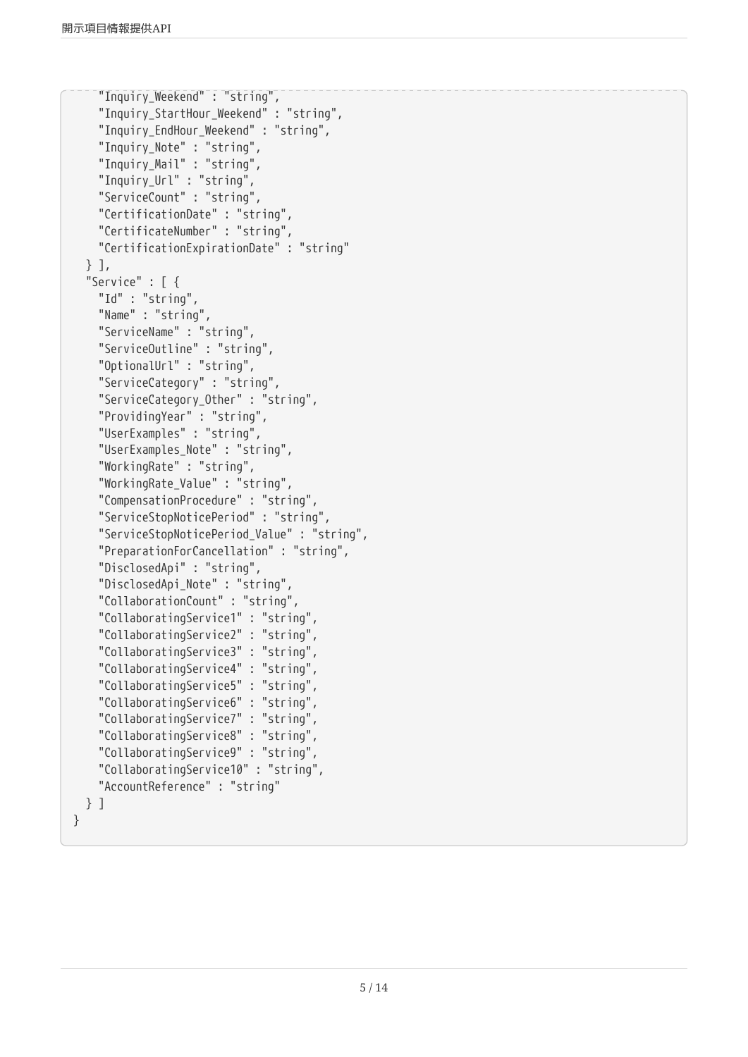```
    "Inquiry_Weekend" : "string",
    "Inquiry_StartHour_Weekend" : "string",
    "Inquiry_EndHour_Weekend" : "string",
    "Inquiry_Note" : "string",
    "Inquiry_Mail" : "string",
    "Inquiry_Url" : "string",
    "ServiceCount" : "string",
    "CertificationDate" : "string",
    "CertificateNumber" : "string",
    "CertificationExpirationDate" : "string"
  } ],
  "Service" : [ {
    "Id" : "string",
    "Name" : "string",
    "ServiceName" : "string",
    "ServiceOutline" : "string",
    "OptionalUrl" : "string",
    "ServiceCategory" : "string",
    "ServiceCategory_Other" : "string",
    "ProvidingYear" : "string",
    "UserExamples" : "string",
    "UserExamples_Note" : "string",
    "WorkingRate" : "string",
    "WorkingRate_Value" : "string",
    "CompensationProcedure" : "string",
    "ServiceStopNoticePeriod" : "string",
    "ServiceStopNoticePeriod_Value" : "string",
    "PreparationForCancellation" : "string",
    "DisclosedApi" : "string",
    "DisclosedApi_Note" : "string",
    "CollaborationCount" : "string",
    "CollaboratingService1" : "string",
    "CollaboratingService2" : "string",
    "CollaboratingService3" : "string",
    "CollaboratingService4" : "string",
    "CollaboratingService5" : "string",
    "CollaboratingService6" : "string",
    "CollaboratingService7" : "string",
    "CollaboratingService8" : "string",
    "CollaboratingService9" : "string",
    "CollaboratingService10" : "string",
    "AccountReference" : "string"
  } ]
}
```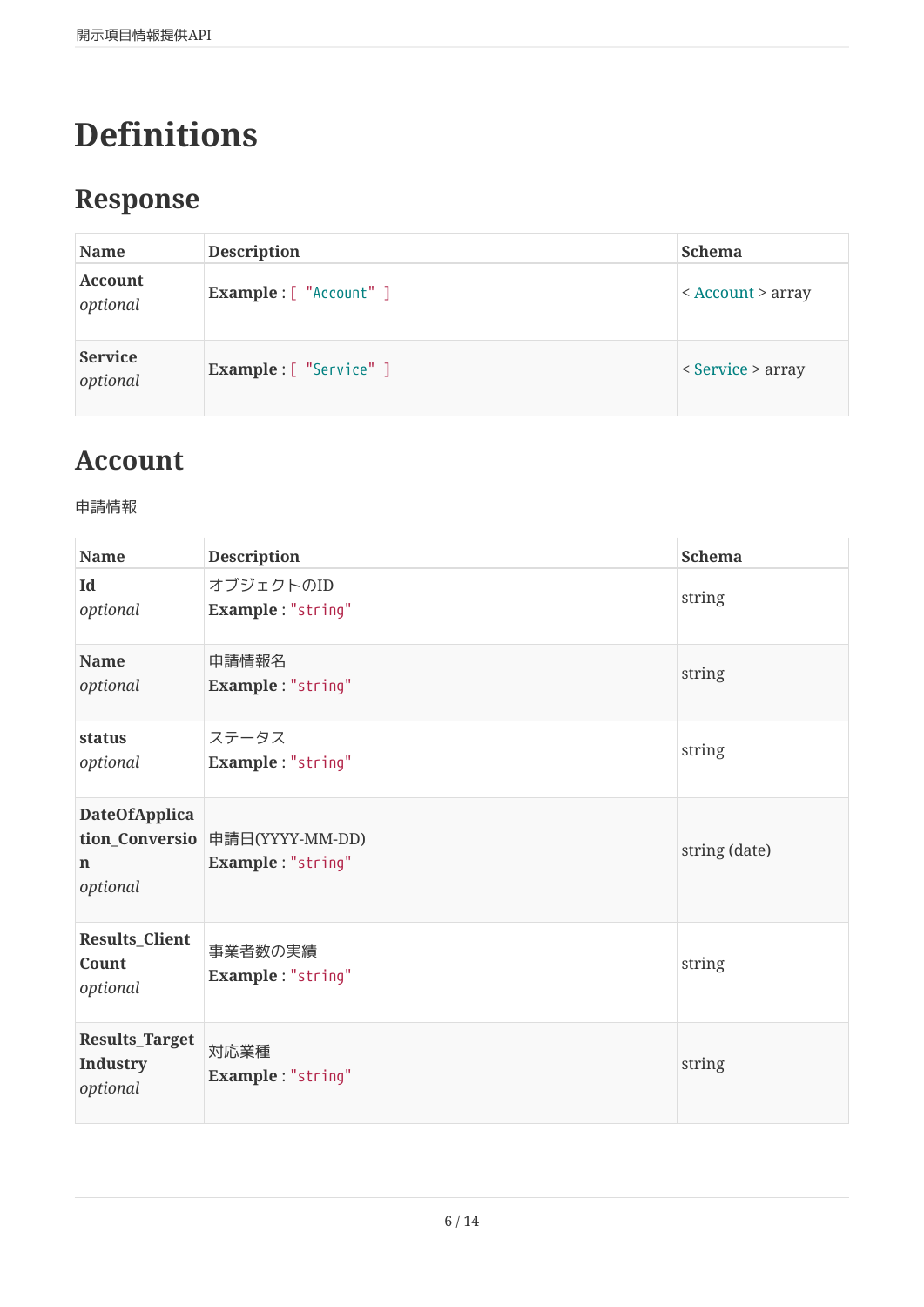# Definitions

## Response

| Name | Description | Schema |
|---|---|---|
| **Account**<br>*optional* | **Example** : [ "Account" ] | < Account > array |
| **Service**<br>*optional* | **Example** : [ "Service" ] | < Service > array |

## Account

申請情報

| Name | Description | Schema |
|---|---|---|
| **Id**<br>*optional* | オブジェクトのID<br>**Example** : "string" | string |
| **Name**<br>*optional* | 申請情報名<br>**Example** : "string" | string |
| **status**<br>*optional* | ステータス<br>**Example** : "string" | string |
| **DateOfApplication_Conversion**<br>*optional* | 申請日(YYYY-MM-DD)<br>**Example** : "string" | string (date) |
| **Results_ClientCount**<br>*optional* | 事業者数の実績<br>**Example** : "string" | string |
| **Results_TargetIndustry**<br>*optional* | 対応業種<br>**Example** : "string" | string |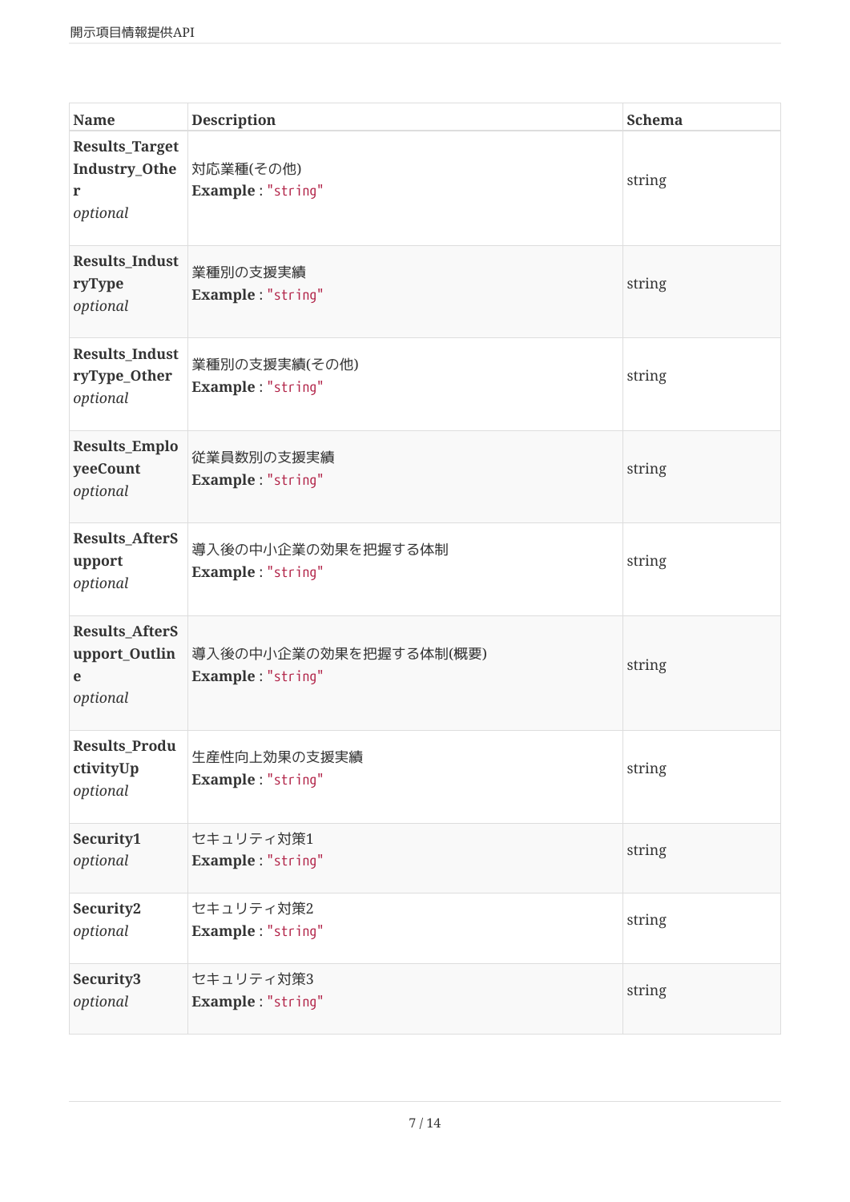| Name | Description | Schema |
|---|---|---|
| **Results_TargetIndustry_Other** *optional* | 対応業種(その他)<br>**Example** : "string" | string |
| **Results_IndustryType** *optional* | 業種別の支援実績<br>**Example** : "string" | string |
| **Results_IndustryType_Other** *optional* | 業種別の支援実績(その他)<br>**Example** : "string" | string |
| **Results_EmployeeCount** *optional* | 従業員数別の支援実績<br>**Example** : "string" | string |
| **Results_AfterSupport** *optional* | 導入後の中小企業の効果を把握する体制<br>**Example** : "string" | string |
| **Results_AfterSupport_Outline** *optional* | 導入後の中小企業の効果を把握する体制(概要)<br>**Example** : "string" | string |
| **Results_ProductivityUp** *optional* | 生産性向上効果の支援実績<br>**Example** : "string" | string |
| **Security1** *optional* | セキュリティ対策1<br>**Example** : "string" | string |
| **Security2** *optional* | セキュリティ対策2<br>**Example** : "string" | string |
| **Security3** *optional* | セキュリティ対策3<br>**Example** : "string" | string |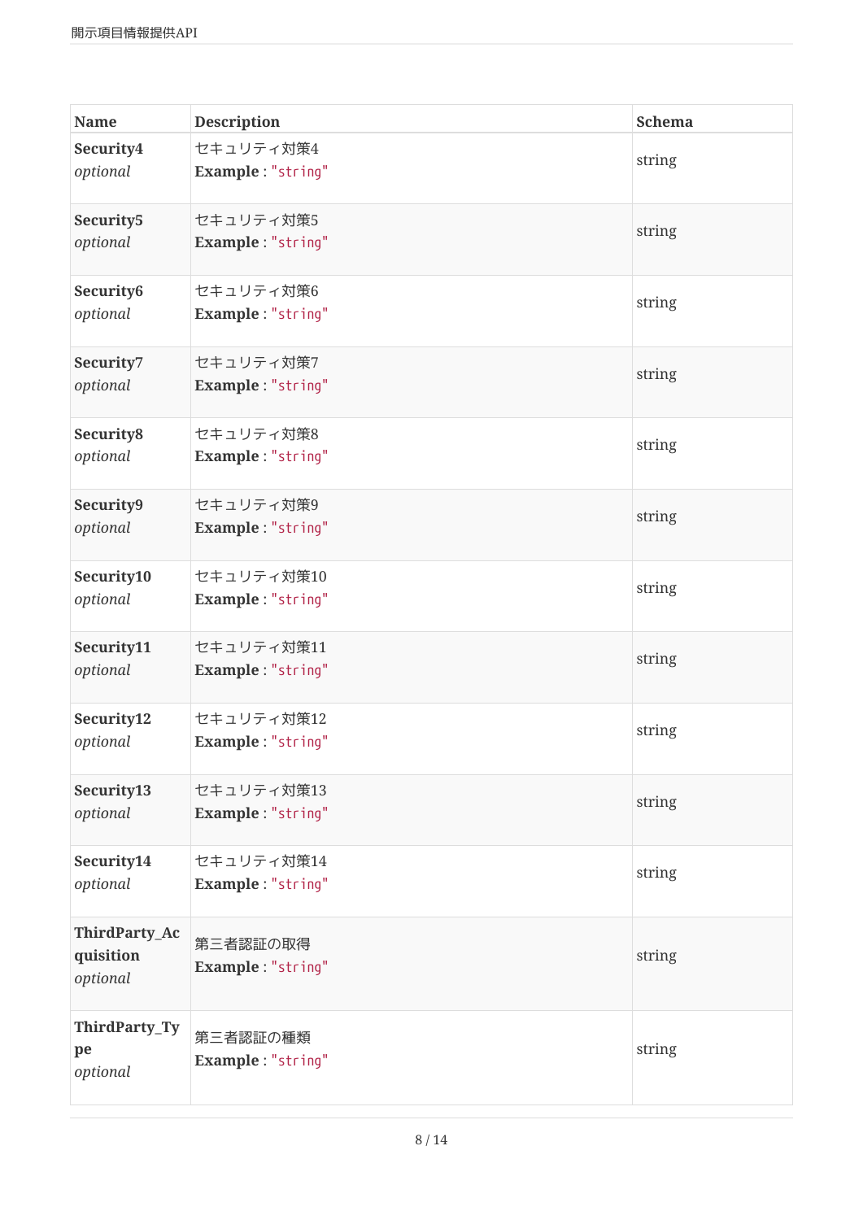| Name | Description | Schema |
| --- | --- | --- |
| **Security4** *optional* | セキュリティ対策4 **Example** : "string" | string |
| **Security5** *optional* | セキュリティ対策5 **Example** : "string" | string |
| **Security6** *optional* | セキュリティ対策6 **Example** : "string" | string |
| **Security7** *optional* | セキュリティ対策7 **Example** : "string" | string |
| **Security8** *optional* | セキュリティ対策8 **Example** : "string" | string |
| **Security9** *optional* | セキュリティ対策9 **Example** : "string" | string |
| **Security10** *optional* | セキュリティ対策10 **Example** : "string" | string |
| **Security11** *optional* | セキュリティ対策11 **Example** : "string" | string |
| **Security12** *optional* | セキュリティ対策12 **Example** : "string" | string |
| **Security13** *optional* | セキュリティ対策13 **Example** : "string" | string |
| **Security14** *optional* | セキュリティ対策14 **Example** : "string" | string |
| **ThirdParty_Acquisition** *optional* | 第三者認証の取得 **Example** : "string" | string |
| **ThirdParty_Type** *optional* | 第三者認証の種類 **Example** : "string" | string |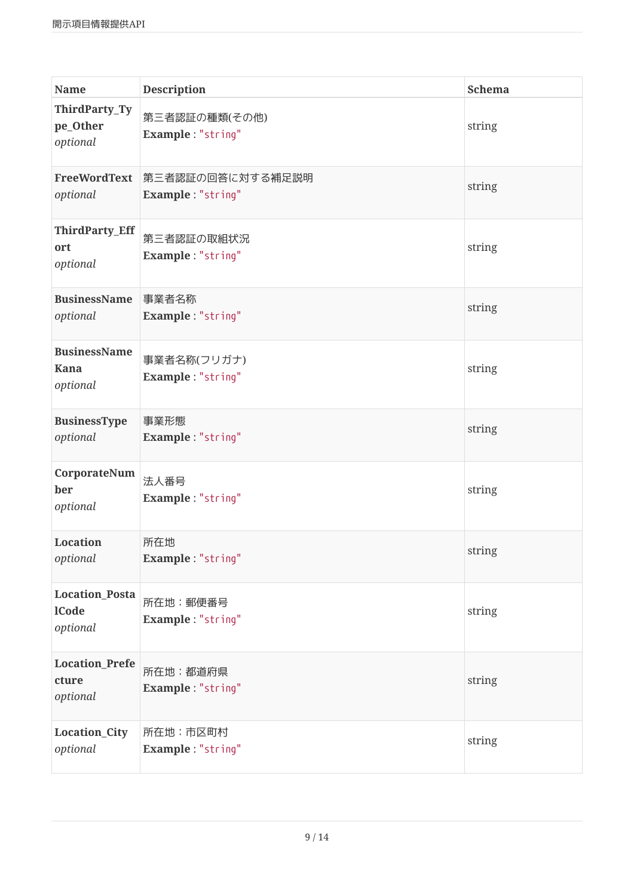| Name | Description | Schema |
|---|---|---|
| **ThirdParty_Type_Other** *optional* | 第三者認証の種類(その他) **Example** : "string" | string |
| **FreeWordText** *optional* | 第三者認証の回答に対する補足説明 **Example** : "string" | string |
| **ThirdParty_Effort** *optional* | 第三者認証の取組状況 **Example** : "string" | string |
| **BusinessName** *optional* | 事業者名称 **Example** : "string" | string |
| **BusinessNameKana** *optional* | 事業者名称(フリガナ) **Example** : "string" | string |
| **BusinessType** *optional* | 事業形態 **Example** : "string" | string |
| **CorporateNumber** *optional* | 法人番号 **Example** : "string" | string |
| **Location** *optional* | 所在地 **Example** : "string" | string |
| **Location_PostalCode** *optional* | 所在地：郵便番号 **Example** : "string" | string |
| **Location_Prefecture** *optional* | 所在地：都道府県 **Example** : "string" | string |
| **Location_City** *optional* | 所在地：市区町村 **Example** : "string" | string |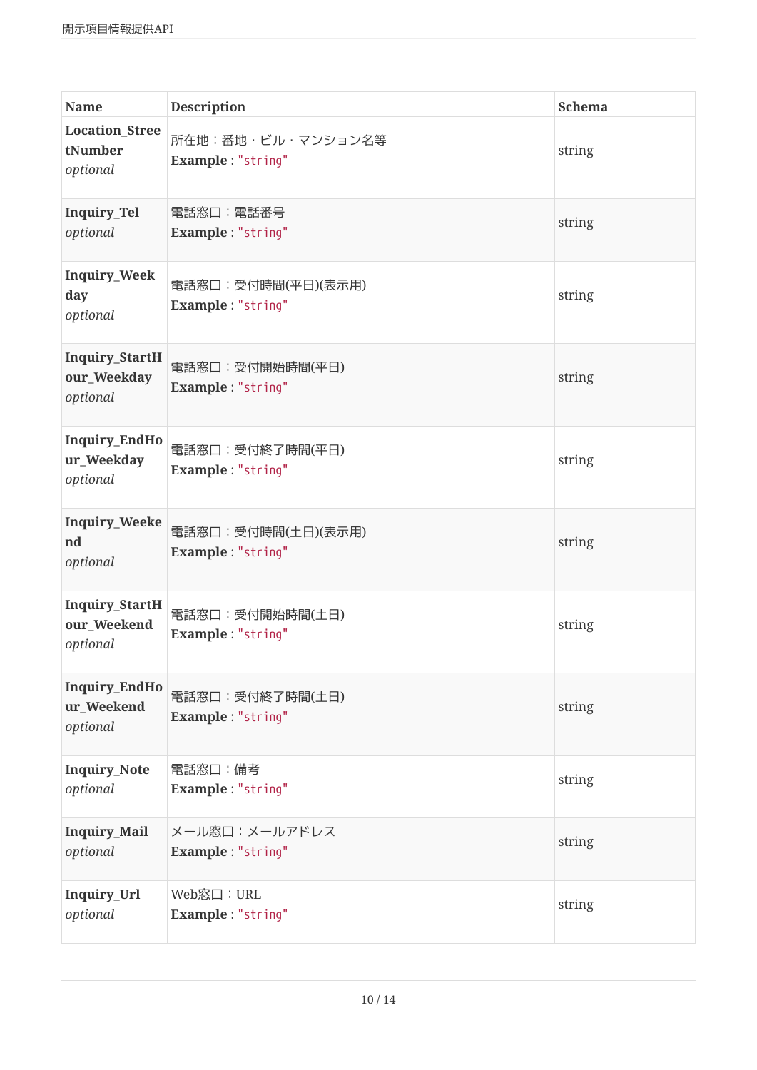| Name | Description | Schema |
|---|---|---|
| **Location_StreetNumber** *optional* | 所在地：番地・ビル・マンション名等 **Example** : "string" | string |
| **Inquiry_Tel** *optional* | 電話窓口：電話番号 **Example** : "string" | string |
| **Inquiry_Weekday** *optional* | 電話窓口：受付時間(平日)(表示用) **Example** : "string" | string |
| **Inquiry_StartHour_Weekday** *optional* | 電話窓口：受付開始時間(平日) **Example** : "string" | string |
| **Inquiry_EndHour_Weekday** *optional* | 電話窓口：受付終了時間(平日) **Example** : "string" | string |
| **Inquiry_Weekend** *optional* | 電話窓口：受付時間(土日)(表示用) **Example** : "string" | string |
| **Inquiry_StartHour_Weekend** *optional* | 電話窓口：受付開始時間(土日) **Example** : "string" | string |
| **Inquiry_EndHour_Weekend** *optional* | 電話窓口：受付終了時間(土日) **Example** : "string" | string |
| **Inquiry_Note** *optional* | 電話窓口：備考 **Example** : "string" | string |
| **Inquiry_Mail** *optional* | メール窓口：メールアドレス **Example** : "string" | string |
| **Inquiry_Url** *optional* | Web窓口：URL **Example** : "string" | string |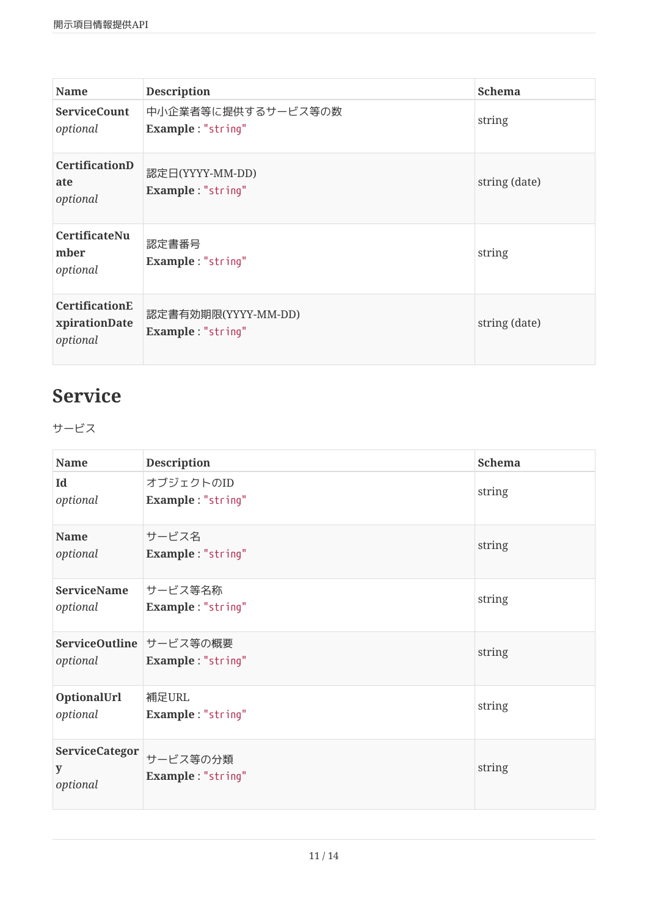| Name | Description | Schema |
|---|---|---|
| **ServiceCount** *optional* | 中小企業者等に提供するサービス等の数 **Example** : "string" | string |
| **CertificationDate** *optional* | 認定日(YYYY-MM-DD) **Example** : "string" | string (date) |
| **CertificateNumber** *optional* | 認定書番号 **Example** : "string" | string |
| **CertificationExpirationDate** *optional* | 認定書有効期限(YYYY-MM-DD) **Example** : "string" | string (date) |

## Service

サービス

| Name | Description | Schema |
|---|---|---|
| **Id** *optional* | オブジェクトのID **Example** : "string" | string |
| **Name** *optional* | サービス名 **Example** : "string" | string |
| **ServiceName** *optional* | サービス等名称 **Example** : "string" | string |
| **ServiceOutline** *optional* | サービス等の概要 **Example** : "string" | string |
| **OptionalUrl** *optional* | 補足URL **Example** : "string" | string |
| **ServiceCategory** *optional* | サービス等の分類 **Example** : "string" | string |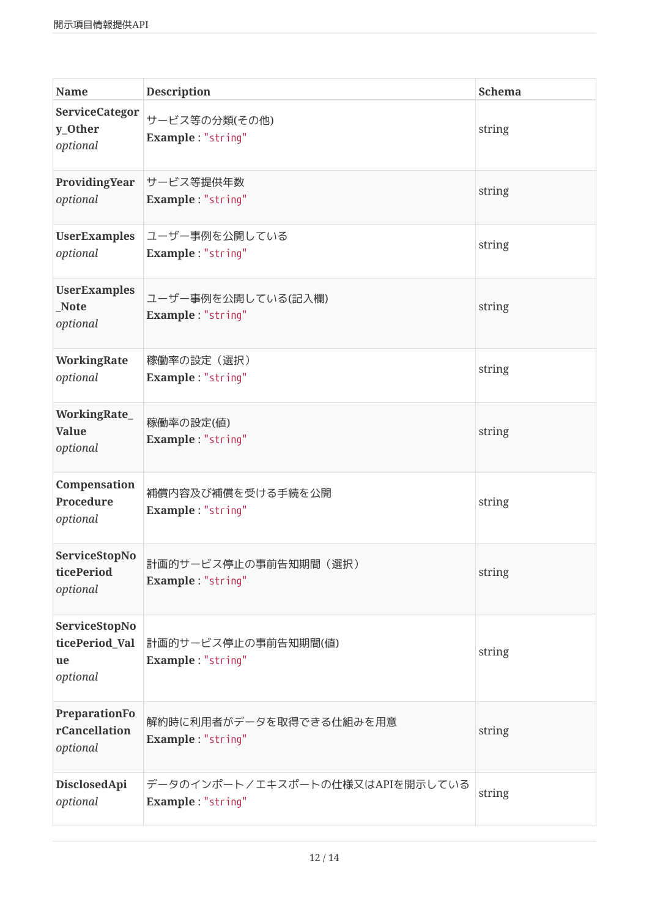| Name | Description | Schema |
| --- | --- | --- |
| **ServiceCategory_Other** *optional* | サービス等の分類(その他)<br>**Example** : "string" | string |
| **ProvidingYear** *optional* | サービス等提供年数<br>**Example** : "string" | string |
| **UserExamples** *optional* | ユーザー事例を公開している<br>**Example** : "string" | string |
| **UserExamples_Note** *optional* | ユーザー事例を公開している(記入欄)<br>**Example** : "string" | string |
| **WorkingRate** *optional* | 稼働率の設定（選択）<br>**Example** : "string" | string |
| **WorkingRate_Value** *optional* | 稼働率の設定(値)<br>**Example** : "string" | string |
| **CompensationProcedure** *optional* | 補償内容及び補償を受ける手続を公開<br>**Example** : "string" | string |
| **ServiceStopNoticePeriod** *optional* | 計画的サービス停止の事前告知期間（選択）<br>**Example** : "string" | string |
| **ServiceStopNoticePeriod_Value** *optional* | 計画的サービス停止の事前告知期間(値)<br>**Example** : "string" | string |
| **PreparationForCancellation** *optional* | 解約時に利用者がデータを取得できる仕組みを用意<br>**Example** : "string" | string |
| **DisclosedApi** *optional* | データのインポート／エキスポートの仕様又はAPIを開示している<br>**Example** : "string" | string |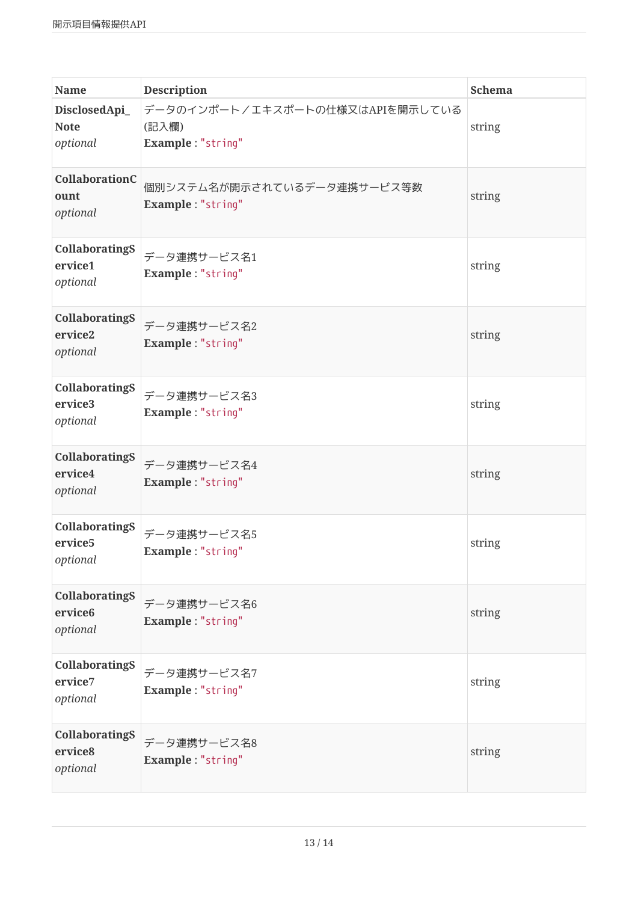| Name | Description | Schema |
|---|---|---|
| **DisclosedApi_Note** *optional* | データのインポート／エキスポートの仕様又はAPIを開示している(記入欄)<br>**Example** : "string" | string |
| **CollaborationCount** *optional* | 個別システム名が開示されているデータ連携サービス等数<br>**Example** : "string" | string |
| **CollaboratingService1** *optional* | データ連携サービス名1<br>**Example** : "string" | string |
| **CollaboratingService2** *optional* | データ連携サービス名2<br>**Example** : "string" | string |
| **CollaboratingService3** *optional* | データ連携サービス名3<br>**Example** : "string" | string |
| **CollaboratingService4** *optional* | データ連携サービス名4<br>**Example** : "string" | string |
| **CollaboratingService5** *optional* | データ連携サービス名5<br>**Example** : "string" | string |
| **CollaboratingService6** *optional* | データ連携サービス名6<br>**Example** : "string" | string |
| **CollaboratingService7** *optional* | データ連携サービス名7<br>**Example** : "string" | string |
| **CollaboratingService8** *optional* | データ連携サービス名8<br>**Example** : "string" | string |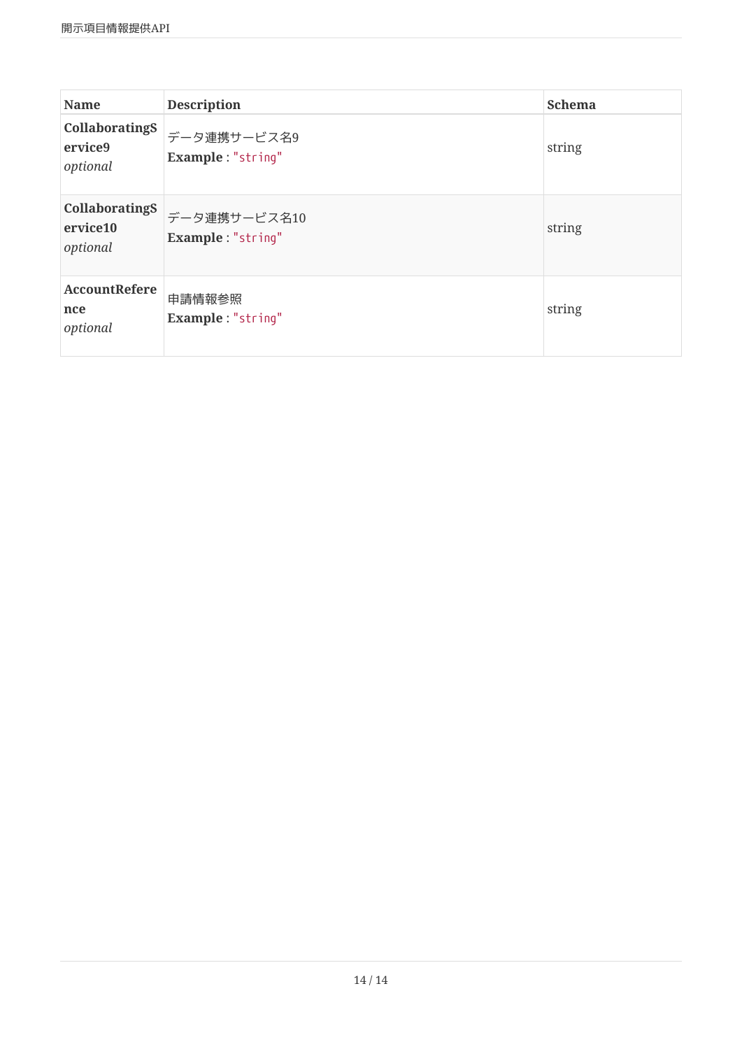| Name | Description | Schema |
|---|---|---|
| **CollaboratingService9** *optional* | データ連携サービス名9 **Example** : "string" | string |
| **CollaboratingService10** *optional* | データ連携サービス名10 **Example** : "string" | string |
| **AccountReference** *optional* | 申請情報参照 **Example** : "string" | string |